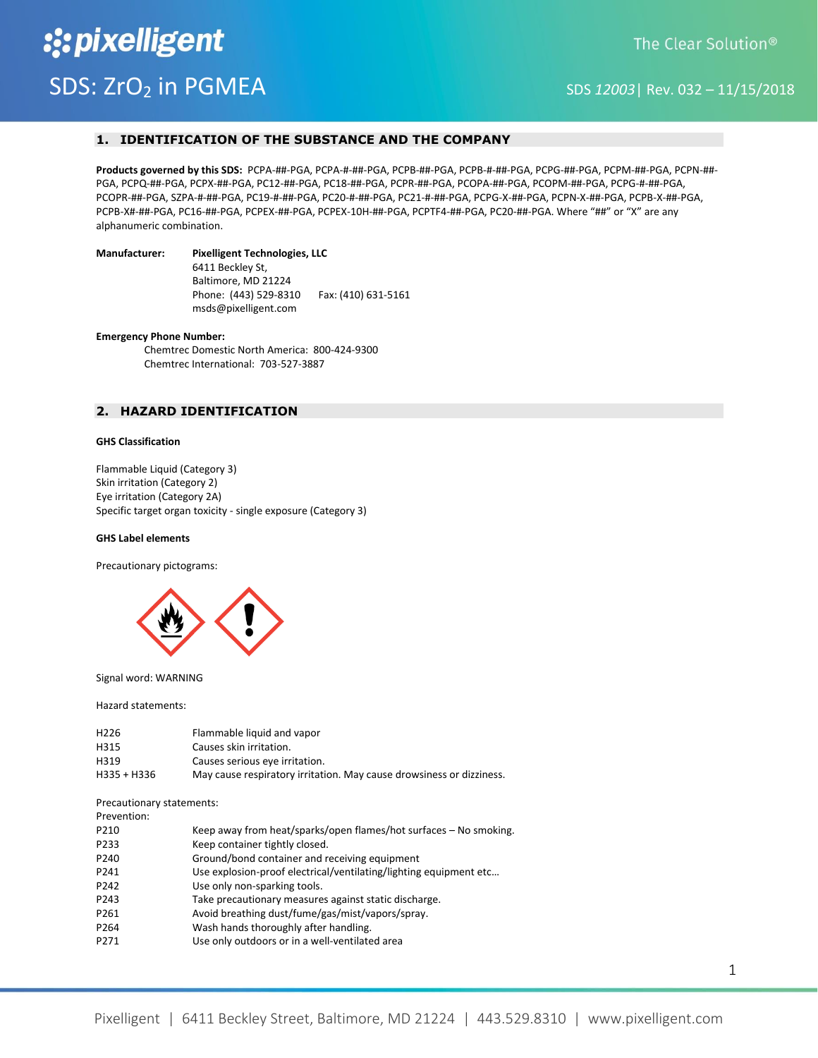# SDS: $ZrO_2$ in PGMEA

SDS *12003* | Rev. 032 – 11/15/2018

## 1. IDENTIFICATION OF THE SUBSTANCE AND THE COMPANY

**Products governed by this SDS:** PCPA-##-PGA, PCPA-#-##-PGA, PCPB-##-PGA, PCPB-#-##-PGA, PCPG-##-PGA, PCPM-##-PGA, PCPN-##-PGA, PCPQ-##-PGA, PCPX-##-PGA, PC12-##-PGA, PC18-##-PGA, PCPR-##-PGA, PCOPA-##-PGA, PCOPM-##-PGA, PCPG-#-##-PGA, PCOPR-##-PGA, SZPA-#-##-PGA, PC19-#-##-PGA, PC20-#-##-PGA, PC21-#-##-PGA, PCPG-X-##-PGA, PCPN-X-##-PGA, PCPB-X-##-PGA, PCPB-X#-##-PGA, PC16-##-PGA, PCPEX-##-PGA, PCPEX-10H-##-PGA, PCPTF4-##-PGA, PC20-##-PGA. Where "##" or "X" are any alphanumeric combination.

**Manufacturer:** **Pixelligent Technologies, LLC**
6411 Beckley St,
Baltimore, MD 21224
Phone: (443) 529-8310 Fax: (410) 631-5161
msds@pixelligent.com

**Emergency Phone Number:**
Chemtrec Domestic North America: 800-424-9300
Chemtrec International: 703-527-3887

## 2. HAZARD IDENTIFICATION

**GHS Classification**

Flammable Liquid (Category 3)
Skin irritation (Category 2)
Eye irritation (Category 2A)
Specific target organ toxicity - single exposure (Category 3)

**GHS Label elements**

Precautionary pictograms:

Signal word: WARNING

Hazard statements:

| | |
|---|---|
| H226 | Flammable liquid and vapor |
| H315 | Causes skin irritation. |
| H319 | Causes serious eye irritation. |
| H335 + H336 | May cause respiratory irritation. May cause drowsiness or dizziness. |

Precautionary statements:
Prevention:

| | |
|---|---|
| P210 | Keep away from heat/sparks/open flames/hot surfaces – No smoking. |
| P233 | Keep container tightly closed. |
| P240 | Ground/bond container and receiving equipment |
| P241 | Use explosion-proof electrical/ventilating/lighting equipment etc… |
| P242 | Use only non-sparking tools. |
| P243 | Take precautionary measures against static discharge. |
| P261 | Avoid breathing dust/fume/gas/mist/vapors/spray. |
| P264 | Wash hands thoroughly after handling. |
| P271 | Use only outdoors or in a well-ventilated area |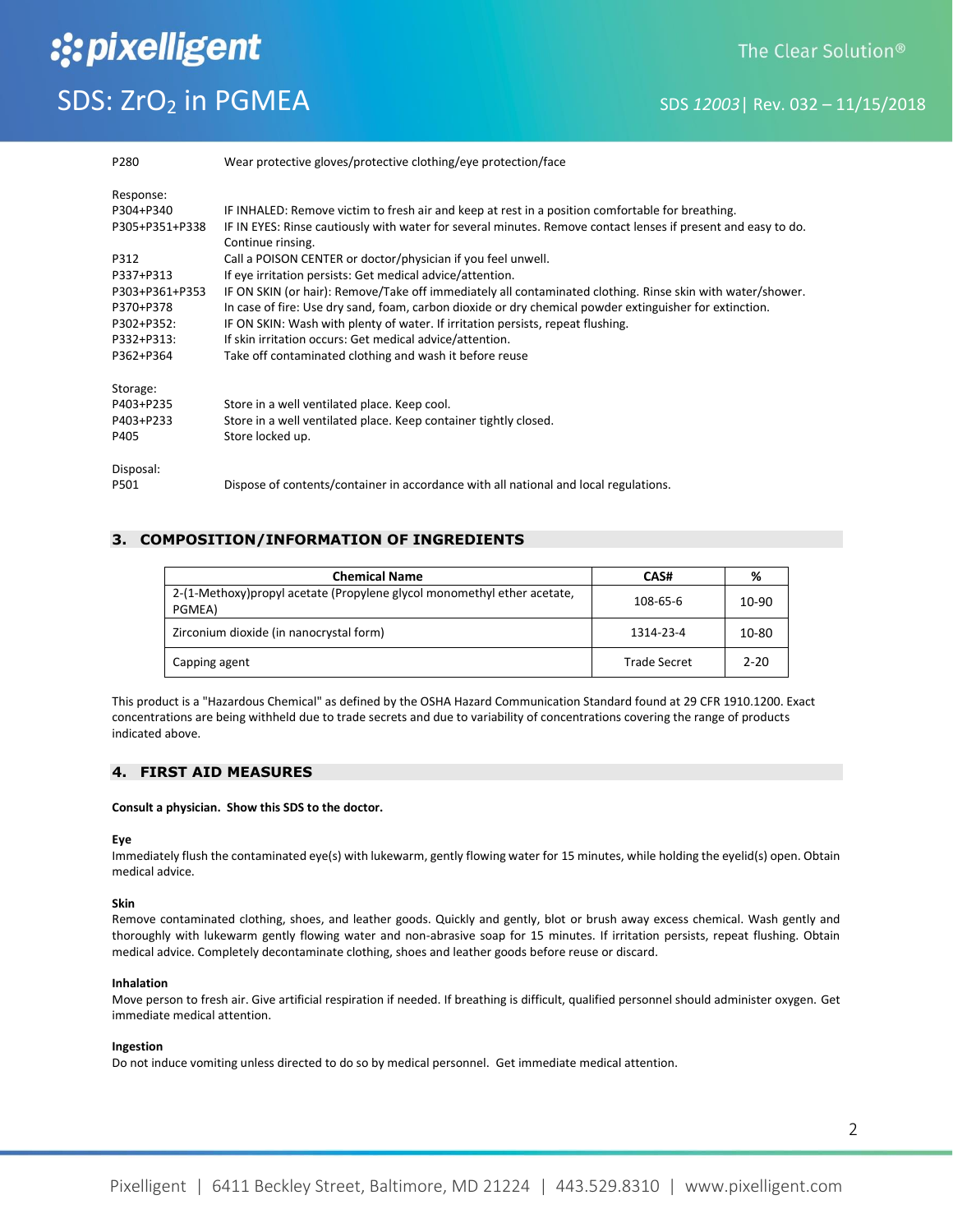| | |
|---|---|
| P280 | Wear protective gloves/protective clothing/eye protection/face |

Response:

| | |
|---|---|
| P304+P340 | IF INHALED: Remove victim to fresh air and keep at rest in a position comfortable for breathing. |
| P305+P351+P338 | IF IN EYES: Rinse cautiously with water for several minutes. Remove contact lenses if present and easy to do. Continue rinsing. |
| P312 | Call a POISON CENTER or doctor/physician if you feel unwell. |
| P337+P313 | If eye irritation persists: Get medical advice/attention. |
| P303+P361+P353 | IF ON SKIN (or hair): Remove/Take off immediately all contaminated clothing. Rinse skin with water/shower. |
| P370+P378 | In case of fire: Use dry sand, foam, carbon dioxide or dry chemical powder extinguisher for extinction. |
| P302+P352: | IF ON SKIN: Wash with plenty of water. If irritation persists, repeat flushing. |
| P332+P313: | If skin irritation occurs: Get medical advice/attention. |
| P362+P364 | Take off contaminated clothing and wash it before reuse |

Storage:

| | |
|---|---|
| P403+P235 | Store in a well ventilated place. Keep cool. |
| P403+P233 | Store in a well ventilated place. Keep container tightly closed. |
| P405 | Store locked up. |

Disposal:

| | |
|---|---|
| P501 | Dispose of contents/container in accordance with all national and local regulations. |

## 3. COMPOSITION/INFORMATION OF INGREDIENTS

| Chemical Name | CAS# | % |
|---|---|---|
| 2-(1-Methoxy)propyl acetate (Propylene glycol monomethyl ether acetate, PGMEA) | 108-65-6 | 10-90 |
| Zirconium dioxide (in nanocrystal form) | 1314-23-4 | 10-80 |
| Capping agent | Trade Secret | 2-20 |

This product is a "Hazardous Chemical" as defined by the OSHA Hazard Communication Standard found at 29 CFR 1910.1200. Exact concentrations are being withheld due to trade secrets and due to variability of concentrations covering the range of products indicated above.

## 4. FIRST AID MEASURES

**Consult a physician. Show this SDS to the doctor.**

**Eye**

Immediately flush the contaminated eye(s) with lukewarm, gently flowing water for 15 minutes, while holding the eyelid(s) open. Obtain medical advice.

**Skin**

Remove contaminated clothing, shoes, and leather goods. Quickly and gently, blot or brush away excess chemical. Wash gently and thoroughly with lukewarm gently flowing water and non-abrasive soap for 15 minutes. If irritation persists, repeat flushing. Obtain medical advice. Completely decontaminate clothing, shoes and leather goods before reuse or discard.

**Inhalation**

Move person to fresh air. Give artificial respiration if needed. If breathing is difficult, qualified personnel should administer oxygen. Get immediate medical attention.

**Ingestion**

Do not induce vomiting unless directed to do so by medical personnel. Get immediate medical attention.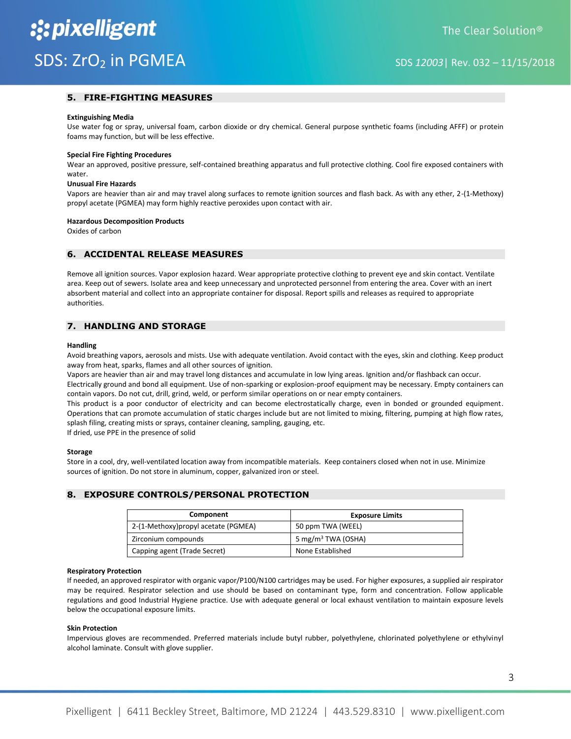## 5. FIRE-FIGHTING MEASURES

**Extinguishing Media**

Use water fog or spray, universal foam, carbon dioxide or dry chemical. General purpose synthetic foams (including AFFF) or protein foams may function, but will be less effective.

**Special Fire Fighting Procedures**

Wear an approved, positive pressure, self-contained breathing apparatus and full protective clothing. Cool fire exposed containers with water.

**Unusual Fire Hazards**

Vapors are heavier than air and may travel along surfaces to remote ignition sources and flash back. As with any ether, 2-(1-Methoxy) propyl acetate (PGMEA) may form highly reactive peroxides upon contact with air.

**Hazardous Decomposition Products**

Oxides of carbon

## 6. ACCIDENTAL RELEASE MEASURES

Remove all ignition sources. Vapor explosion hazard. Wear appropriate protective clothing to prevent eye and skin contact. Ventilate area. Keep out of sewers. Isolate area and keep unnecessary and unprotected personnel from entering the area. Cover with an inert absorbent material and collect into an appropriate container for disposal. Report spills and releases as required to appropriate authorities.

## 7. HANDLING AND STORAGE

**Handling**

Avoid breathing vapors, aerosols and mists. Use with adequate ventilation. Avoid contact with the eyes, skin and clothing. Keep product away from heat, sparks, flames and all other sources of ignition.
Vapors are heavier than air and may travel long distances and accumulate in low lying areas. Ignition and/or flashback can occur.
Electrically ground and bond all equipment. Use of non-sparking or explosion-proof equipment may be necessary. Empty containers can contain vapors. Do not cut, drill, grind, weld, or perform similar operations on or near empty containers.
This product is a poor conductor of electricity and can become electrostatically charge, even in bonded or grounded equipment. Operations that can promote accumulation of static charges include but are not limited to mixing, filtering, pumping at high flow rates, splash filing, creating mists or sprays, container cleaning, sampling, gauging, etc.
If dried, use PPE in the presence of solid

**Storage**

Store in a cool, dry, well-ventilated location away from incompatible materials. Keep containers closed when not in use. Minimize sources of ignition. Do not store in aluminum, copper, galvanized iron or steel.

## 8. EXPOSURE CONTROLS/PERSONAL PROTECTION

| Component | Exposure Limits |
|---|---|
| 2-(1-Methoxy)propyl acetate (PGMEA) | 50 ppm TWA (WEEL) |
| Zirconium compounds | 5 mg/m$^3$ TWA (OSHA) |
| Capping agent (Trade Secret) | None Established |

**Respiratory Protection**

If needed, an approved respirator with organic vapor/P100/N100 cartridges may be used. For higher exposures, a supplied air respirator may be required. Respirator selection and use should be based on contaminant type, form and concentration. Follow applicable regulations and good Industrial Hygiene practice. Use with adequate general or local exhaust ventilation to maintain exposure levels below the occupational exposure limits.

**Skin Protection**

Impervious gloves are recommended. Preferred materials include butyl rubber, polyethylene, chlorinated polyethylene or ethylvinyl alcohol laminate. Consult with glove supplier.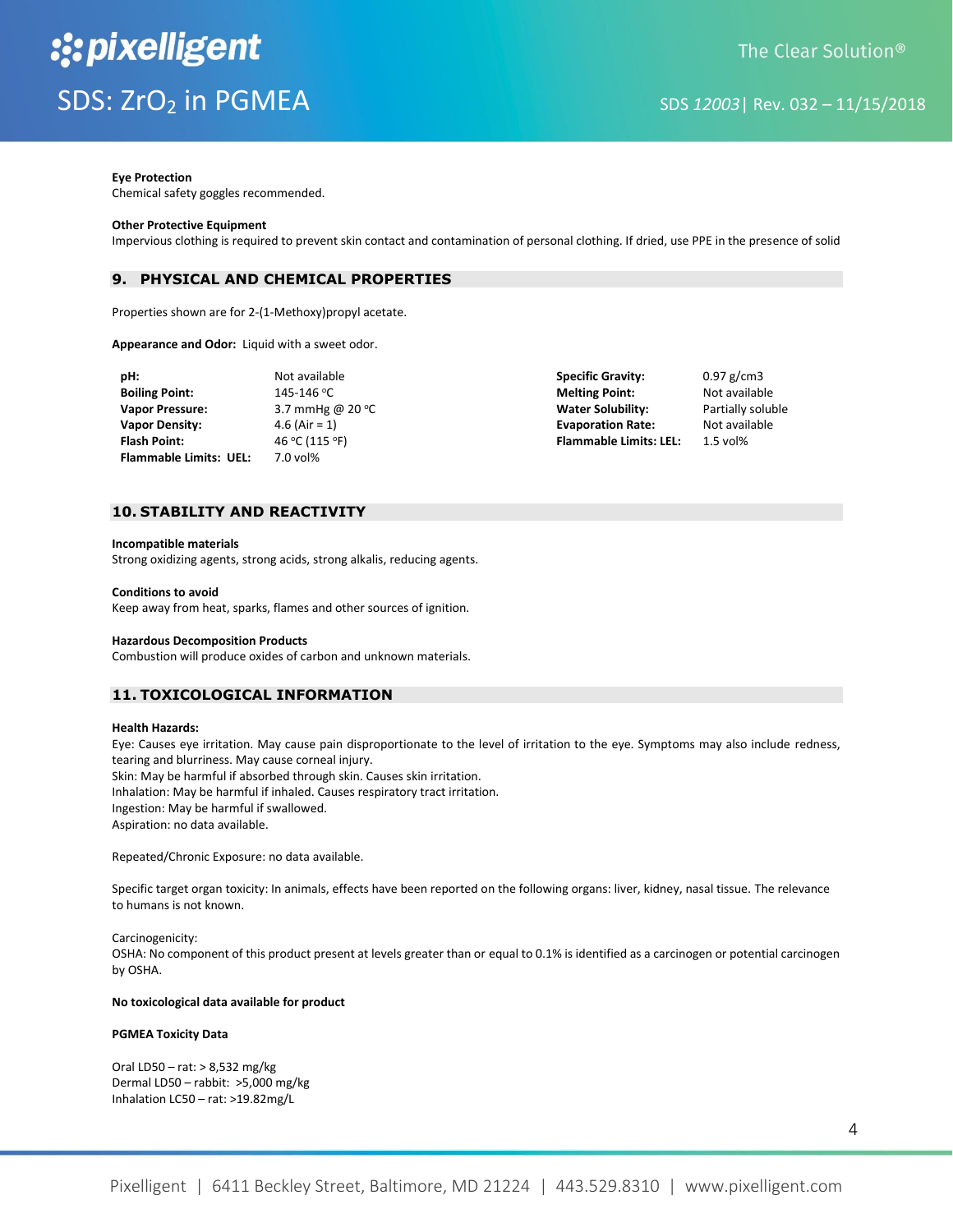**Eye Protection**
Chemical safety goggles recommended.

**Other Protective Equipment**
Impervious clothing is required to prevent skin contact and contamination of personal clothing. If dried, use PPE in the presence of solid

## 9. PHYSICAL AND CHEMICAL PROPERTIES

Properties shown are for 2-(1-Methoxy)propyl acetate.

**Appearance and Odor:** Liquid with a sweet odor.

| | | | |
|---|---|---|---|
| **pH:** | Not available | **Specific Gravity:** | 0.97 g/cm3 |
| **Boiling Point:** | 145-146 °C | **Melting Point:** | Not available |
| **Vapor Pressure:** | 3.7 mmHg @ 20 °C | **Water Solubility:** | Partially soluble |
| **Vapor Density:** | 4.6 (Air = 1) | **Evaporation Rate:** | Not available |
| **Flash Point:** | 46 °C (115 °F) | **Flammable Limits: LEL:** | 1.5 vol% |
| **Flammable Limits: UEL:** | 7.0 vol% | | |

## 10. STABILITY AND REACTIVITY

**Incompatible materials**
Strong oxidizing agents, strong acids, strong alkalis, reducing agents.

**Conditions to avoid**
Keep away from heat, sparks, flames and other sources of ignition.

**Hazardous Decomposition Products**
Combustion will produce oxides of carbon and unknown materials.

## 11. TOXICOLOGICAL INFORMATION

**Health Hazards:**
Eye: Causes eye irritation. May cause pain disproportionate to the level of irritation to the eye. Symptoms may also include redness, tearing and blurriness. May cause corneal injury.
Skin: May be harmful if absorbed through skin. Causes skin irritation.
Inhalation: May be harmful if inhaled. Causes respiratory tract irritation.
Ingestion: May be harmful if swallowed.
Aspiration: no data available.

Repeated/Chronic Exposure: no data available.

Specific target organ toxicity: In animals, effects have been reported on the following organs: liver, kidney, nasal tissue. The relevance to humans is not known.

Carcinogenicity:
OSHA: No component of this product present at levels greater than or equal to 0.1% is identified as a carcinogen or potential carcinogen by OSHA.

**No toxicological data available for product**

**PGMEA Toxicity Data**

Oral LD50 – rat: > 8,532 mg/kg
Dermal LD50 – rabbit: >5,000 mg/kg
Inhalation LC50 – rat: >19.82mg/L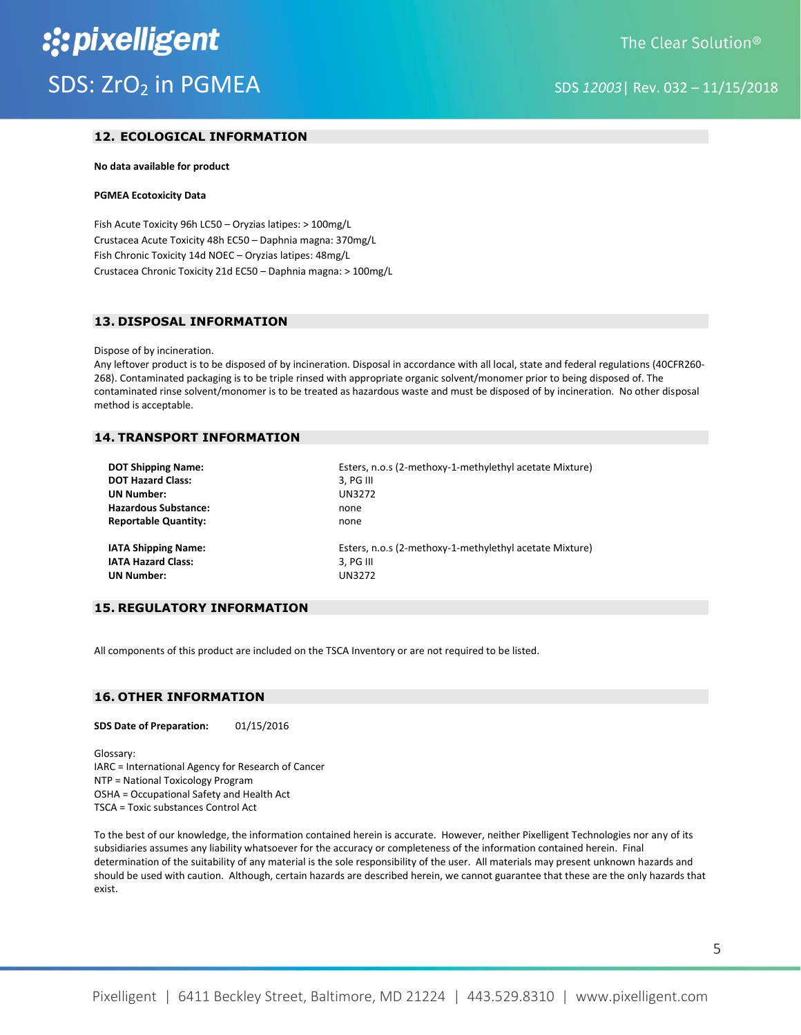## 12. ECOLOGICAL INFORMATION

**No data available for product**

**PGMEA Ecotoxicity Data**

Fish Acute Toxicity 96h LC50 – Oryzias latipes: > 100mg/L
Crustacea Acute Toxicity 48h EC50 – Daphnia magna: 370mg/L
Fish Chronic Toxicity 14d NOEC – Oryzias latipes: 48mg/L
Crustacea Chronic Toxicity 21d EC50 – Daphnia magna: > 100mg/L

## 13. DISPOSAL INFORMATION

Dispose of by incineration.
Any leftover product is to be disposed of by incineration. Disposal in accordance with all local, state and federal regulations (40CFR260-268). Contaminated packaging is to be triple rinsed with appropriate organic solvent/monomer prior to being disposed of. The contaminated rinse solvent/monomer is to be treated as hazardous waste and must be disposed of by incineration. No other disposal method is acceptable.

## 14. TRANSPORT INFORMATION

| | |
|---|---|
| **DOT Shipping Name:** | Esters, n.o.s (2-methoxy-1-methylethyl acetate Mixture) |
| **DOT Hazard Class:** | 3, PG III |
| **UN Number:** | UN3272 |
| **Hazardous Substance:** | none |
| **Reportable Quantity:** | none |
| **IATA Shipping Name:** | Esters, n.o.s (2-methoxy-1-methylethyl acetate Mixture) |
| **IATA Hazard Class:** | 3, PG III |
| **UN Number:** | UN3272 |

## 15. REGULATORY INFORMATION

All components of this product are included on the TSCA Inventory or are not required to be listed.

## 16. OTHER INFORMATION

**SDS Date of Preparation:** 01/15/2016

Glossary:
IARC = International Agency for Research of Cancer
NTP = National Toxicology Program
OSHA = Occupational Safety and Health Act
TSCA = Toxic substances Control Act

To the best of our knowledge, the information contained herein is accurate. However, neither Pixelligent Technologies nor any of its subsidiaries assumes any liability whatsoever for the accuracy or completeness of the information contained herein. Final determination of the suitability of any material is the sole responsibility of the user. All materials may present unknown hazards and should be used with caution. Although, certain hazards are described herein, we cannot guarantee that these are the only hazards that exist.